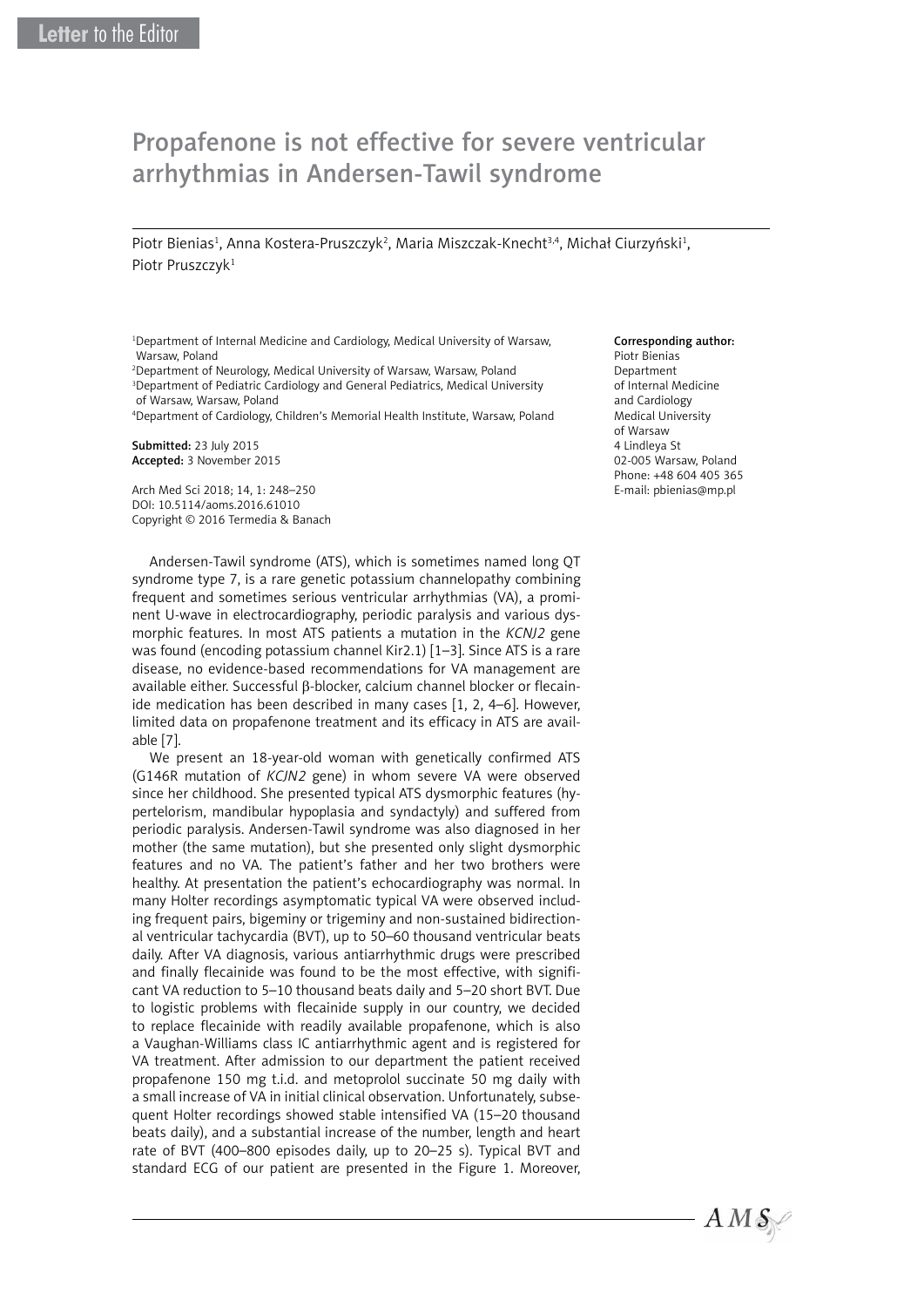Letter to the Editor

# Propafenone is not effective for severe ventricular arrhythmias in Andersen-Tawil syndrome

Piotr Bienias[1], Anna Kostera-Pruszczyk[2], Maria Miszczak-Knecht[3,4], Michał Ciurzyński[1], Piotr Pruszczyk[1]

[1]Department of Internal Medicine and Cardiology, Medical University of Warsaw, Warsaw, Poland
[2]Department of Neurology, Medical University of Warsaw, Warsaw, Poland
[3]Department of Pediatric Cardiology and General Pediatrics, Medical University of Warsaw, Warsaw, Poland
[4]Department of Cardiology, Children's Memorial Health Institute, Warsaw, Poland

**Submitted:** 23 July 2015
**Accepted:** 3 November 2015

Arch Med Sci 2018; 14, 1: 248–250
DOI: 10.5114/aoms.2016.61010
Copyright © 2016 Termedia & Banach

**Corresponding author:**
Piotr Bienias
Department of Internal Medicine and Cardiology
Medical University of Warsaw
4 Lindleya St
02-005 Warsaw, Poland
Phone: +48 604 405 365
E-mail: pbienias@mp.pl

Andersen-Tawil syndrome (ATS), which is sometimes named long QT syndrome type 7, is a rare genetic potassium channelopathy combining frequent and sometimes serious ventricular arrhythmias (VA), a prominent U-wave in electrocardiography, periodic paralysis and various dysmorphic features. In most ATS patients a mutation in the *KCNJ2* gene was found (encoding potassium channel Kir2.1) [1–3]. Since ATS is a rare disease, no evidence-based recommendations for VA management are available either. Successful β-blocker, calcium channel blocker or flecainide medication has been described in many cases [1, 2, 4–6]. However, limited data on propafenone treatment and its efficacy in ATS are available [7].

We present an 18-year-old woman with genetically confirmed ATS (G146R mutation of *KCJN2* gene) in whom severe VA were observed since her childhood. She presented typical ATS dysmorphic features (hypertelorism, mandibular hypoplasia and syndactyly) and suffered from periodic paralysis. Andersen-Tawil syndrome was also diagnosed in her mother (the same mutation), but she presented only slight dysmorphic features and no VA. The patient's father and her two brothers were healthy. At presentation the patient's echocardiography was normal. In many Holter recordings asymptomatic typical VA were observed including frequent pairs, bigeminy or trigeminy and non-sustained bidirectional ventricular tachycardia (BVT), up to 50–60 thousand ventricular beats daily. After VA diagnosis, various antiarrhythmic drugs were prescribed and finally flecainide was found to be the most effective, with significant VA reduction to 5–10 thousand beats daily and 5–20 short BVT. Due to logistic problems with flecainide supply in our country, we decided to replace flecainide with readily available propafenone, which is also a Vaughan-Williams class IC antiarrhythmic agent and is registered for VA treatment. After admission to our department the patient received propafenone 150 mg t.i.d. and metoprolol succinate 50 mg daily with a small increase of VA in initial clinical observation. Unfortunately, subsequent Holter recordings showed stable intensified VA (15–20 thousand beats daily), and a substantial increase of the number, length and heart rate of BVT (400–800 episodes daily, up to 20–25 s). Typical BVT and standard ECG of our patient are presented in the Figure 1. Moreover,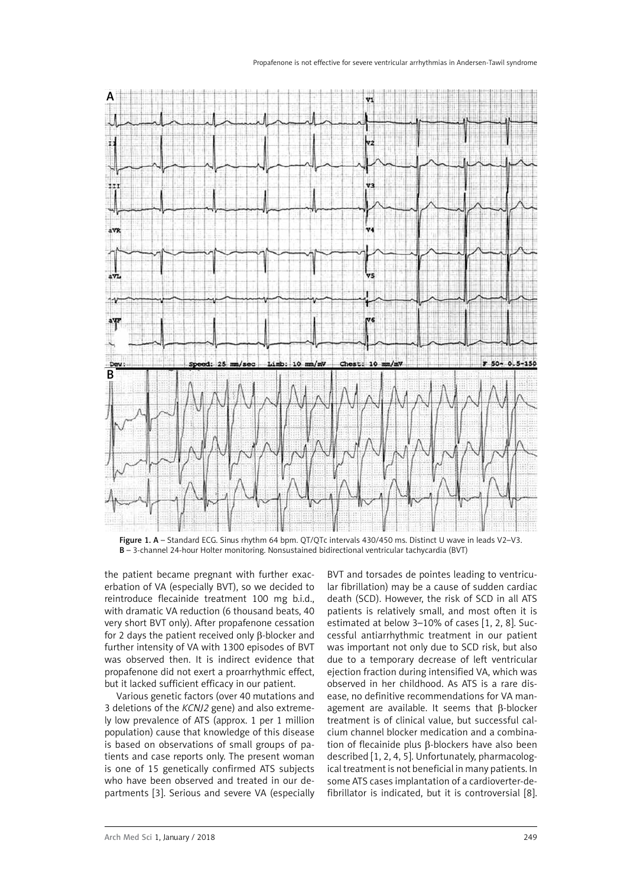Figure 1. A – Standard ECG. Sinus rhythm 64 bpm. QT/QTc intervals 430/450 ms. Distinct U wave in leads V2–V3. B – 3-channel 24-hour Holter monitoring. Nonsustained bidirectional ventricular tachycardia (BVT)

the patient became pregnant with further exacerbation of VA (especially BVT), so we decided to reintroduce flecainide treatment 100 mg b.i.d., with dramatic VA reduction (6 thousand beats, 40 very short BVT only). After propafenone cessation for 2 days the patient received only β-blocker and further intensity of VA with 1300 episodes of BVT was observed then. It is indirect evidence that propafenone did not exert a proarrhythmic effect, but it lacked sufficient efficacy in our patient.

Various genetic factors (over 40 mutations and 3 deletions of the *KCNJ2* gene) and also extremely low prevalence of ATS (approx. 1 per 1 million population) cause that knowledge of this disease is based on observations of small groups of patients and case reports only. The present woman is one of 15 genetically confirmed ATS subjects who have been observed and treated in our departments [3]. Serious and severe VA (especially BVT and torsades de pointes leading to ventricular fibrillation) may be a cause of sudden cardiac death (SCD). However, the risk of SCD in all ATS patients is relatively small, and most often it is estimated at below 3–10% of cases [1, 2, 8]. Successful antiarrhythmic treatment in our patient was important not only due to SCD risk, but also due to a temporary decrease of left ventricular ejection fraction during intensified VA, which was observed in her childhood. As ATS is a rare disease, no definitive recommendations for VA management are available. It seems that β-blocker treatment is of clinical value, but successful calcium channel blocker medication and a combination of flecainide plus β-blockers have also been described [1, 2, 4, 5]. Unfortunately, pharmacological treatment is not beneficial in many patients. In some ATS cases implantation of a cardioverter-defibrillator is indicated, but it is controversial [8].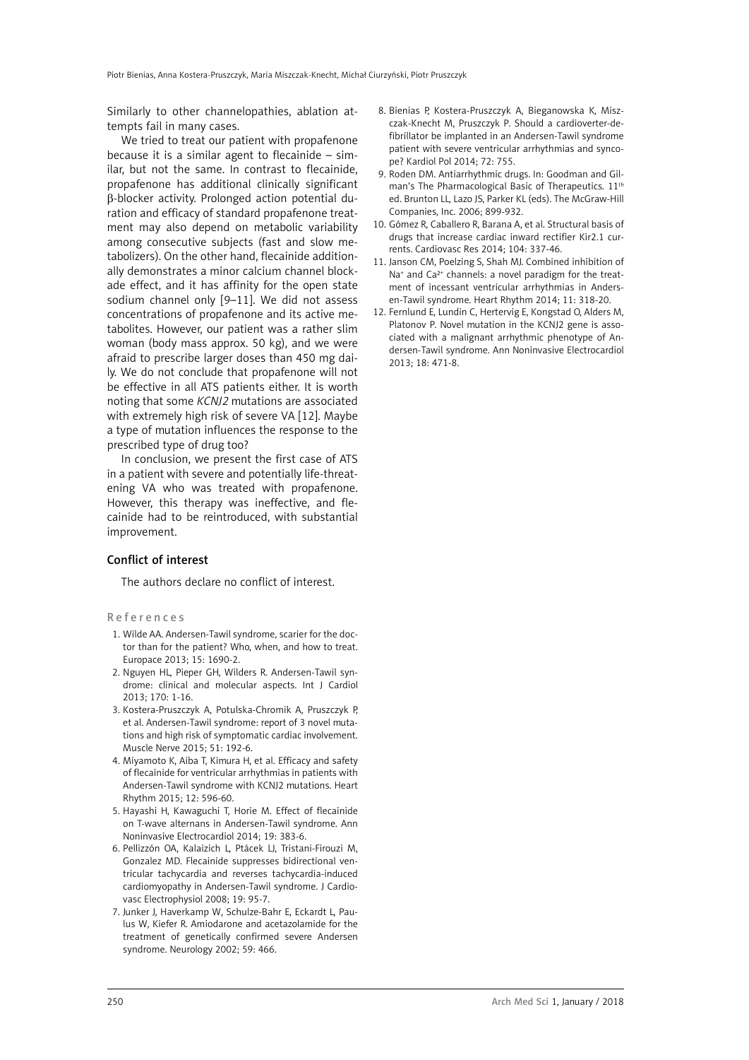Similarly to other channelopathies, ablation attempts fail in many cases.

We tried to treat our patient with propafenone because it is a similar agent to flecainide – similar, but not the same. In contrast to flecainide, propafenone has additional clinically significant β-blocker activity. Prolonged action potential duration and efficacy of standard propafenone treatment may also depend on metabolic variability among consecutive subjects (fast and slow metabolizers). On the other hand, flecainide additionally demonstrates a minor calcium channel blockade effect, and it has affinity for the open state sodium channel only [9–11]. We did not assess concentrations of propafenone and its active metabolites. However, our patient was a rather slim woman (body mass approx. 50 kg), and we were afraid to prescribe larger doses than 450 mg daily. We do not conclude that propafenone will not be effective in all ATS patients either. It is worth noting that some *KCNJ2* mutations are associated with extremely high risk of severe VA [12]. Maybe a type of mutation influences the response to the prescribed type of drug too?

In conclusion, we present the first case of ATS in a patient with severe and potentially life-threatening VA who was treated with propafenone. However, this therapy was ineffective, and flecainide had to be reintroduced, with substantial improvement.

## Conflict of interest

The authors declare no conflict of interest.

## References

1. Wilde AA. Andersen-Tawil syndrome, scarier for the doctor than for the patient? Who, when, and how to treat. Europace 2013; 15: 1690-2.
2. Nguyen HL, Pieper GH, Wilders R. Andersen-Tawil syndrome: clinical and molecular aspects. Int J Cardiol 2013; 170: 1-16.
3. Kostera-Pruszczyk A, Potulska-Chromik A, Pruszczyk P, et al. Andersen-Tawil syndrome: report of 3 novel mutations and high risk of symptomatic cardiac involvement. Muscle Nerve 2015; 51: 192-6.
4. Miyamoto K, Aiba T, Kimura H, et al. Efficacy and safety of flecainide for ventricular arrhythmias in patients with Andersen-Tawil syndrome with KCNJ2 mutations. Heart Rhythm 2015; 12: 596-60.
5. Hayashi H, Kawaguchi T, Horie M. Effect of flecainide on T-wave alternans in Andersen-Tawil syndrome. Ann Noninvasive Electrocardiol 2014; 19: 383-6.
6. Pellizzón OA, Kalaizich L, Ptácek LJ, Tristani-Firouzi M, Gonzalez MD. Flecainide suppresses bidirectional ventricular tachycardia and reverses tachycardia-induced cardiomyopathy in Andersen-Tawil syndrome. J Cardiovasc Electrophysiol 2008; 19: 95-7.
7. Junker J, Haverkamp W, Schulze-Bahr E, Eckardt L, Paulus W, Kiefer R. Amiodarone and acetazolamide for the treatment of genetically confirmed severe Andersen syndrome. Neurology 2002; 59: 466.
8. Bienias P, Kostera-Pruszczyk A, Bieganowska K, Miszczak-Knecht M, Pruszczyk P. Should a cardioverter-defibrillator be implanted in an Andersen-Tawil syndrome patient with severe ventricular arrhythmias and syncope? Kardiol Pol 2014; 72: 755.
9. Roden DM. Antiarrhythmic drugs. In: Goodman and Gilman's The Pharmacological Basic of Therapeutics. 11th ed. Brunton LL, Lazo JS, Parker KL (eds). The McGraw-Hill Companies, Inc. 2006; 899-932.
10. Gómez R, Caballero R, Barana A, et al. Structural basis of drugs that increase cardiac inward rectifier Kir2.1 currents. Cardiovasc Res 2014; 104: 337-46.
11. Janson CM, Poelzing S, Shah MJ. Combined inhibition of $Na^+$ and $Ca^{2+}$ channels: a novel paradigm for the treatment of incessant ventricular arrhythmias in Andersen-Tawil syndrome. Heart Rhythm 2014; 11: 318-20.
12. Fernlund E, Lundin C, Hertervig E, Kongstad O, Alders M, Platonov P. Novel mutation in the KCNJ2 gene is associated with a malignant arrhythmic phenotype of Andersen-Tawil syndrome. Ann Noninvasive Electrocardiol 2013; 18: 471-8.